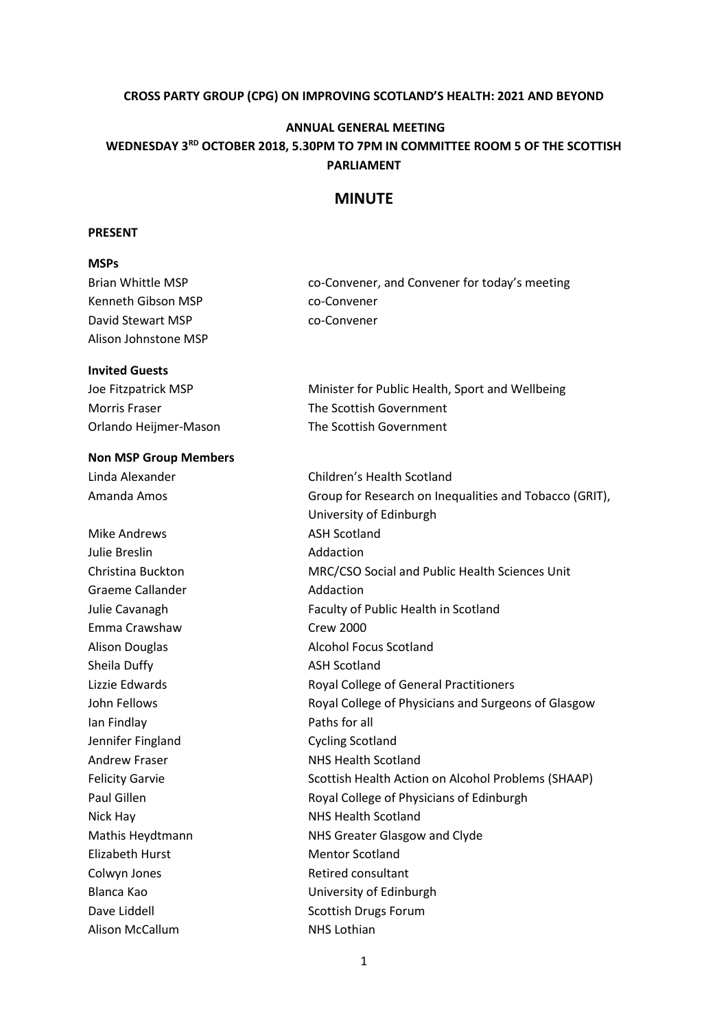**CROSS PARTY GROUP (CPG) ON IMPROVING SCOTLAND'S HEALTH: 2021 AND BEYOND**

**ANNUAL GENERAL MEETING**

**WEDNESDAY 3RD OCTOBER 2018, 5.30PM TO 7PM IN COMMITTEE ROOM 5 OF THE SCOTTISH PARLIAMENT**

# MINUTE

**PRESENT**

**MSPs**

| | |
|---|---|
| Brian Whittle MSP | co-Convener, and Convener for today's meeting |
| Kenneth Gibson MSP | co-Convener |
| David Stewart MSP | co-Convener |
| Alison Johnstone MSP | |

**Invited Guests**

| | |
|---|---|
| Joe Fitzpatrick MSP | Minister for Public Health, Sport and Wellbeing |
| Morris Fraser | The Scottish Government |
| Orlando Heijmer-Mason | The Scottish Government |

**Non MSP Group Members**

| | |
|---|---|
| Linda Alexander | Children's Health Scotland |
| Amanda Amos | Group for Research on Inequalities and Tobacco (GRIT), University of Edinburgh |
| Mike Andrews | ASH Scotland |
| Julie Breslin | Addaction |
| Christina Buckton | MRC/CSO Social and Public Health Sciences Unit |
| Graeme Callander | Addaction |
| Julie Cavanagh | Faculty of Public Health in Scotland |
| Emma Crawshaw | Crew 2000 |
| Alison Douglas | Alcohol Focus Scotland |
| Sheila Duffy | ASH Scotland |
| Lizzie Edwards | Royal College of General Practitioners |
| John Fellows | Royal College of Physicians and Surgeons of Glasgow |
| Ian Findlay | Paths for all |
| Jennifer Fingland | Cycling Scotland |
| Andrew Fraser | NHS Health Scotland |
| Felicity Garvie | Scottish Health Action on Alcohol Problems (SHAAP) |
| Paul Gillen | Royal College of Physicians of Edinburgh |
| Nick Hay | NHS Health Scotland |
| Mathis Heydtmann | NHS Greater Glasgow and Clyde |
| Elizabeth Hurst | Mentor Scotland |
| Colwyn Jones | Retired consultant |
| Blanca Kao | University of Edinburgh |
| Dave Liddell | Scottish Drugs Forum |
| Alison McCallum | NHS Lothian |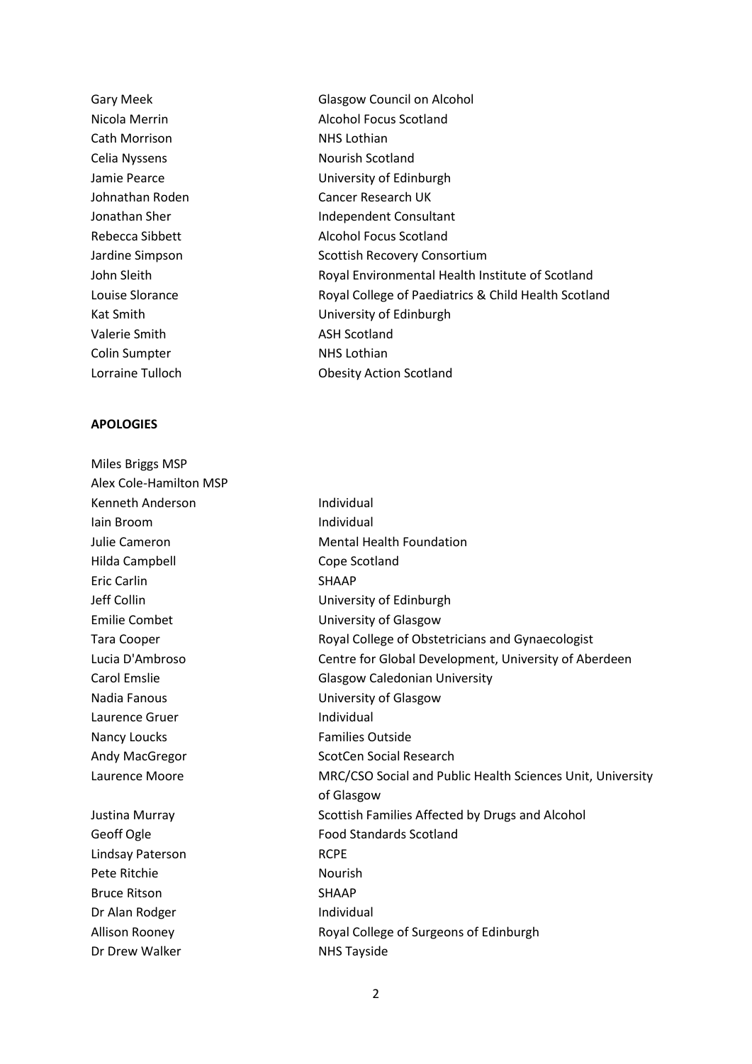| | |
|---|---|
| Gary Meek | Glasgow Council on Alcohol |
| Nicola Merrin | Alcohol Focus Scotland |
| Cath Morrison | NHS Lothian |
| Celia Nyssens | Nourish Scotland |
| Jamie Pearce | University of Edinburgh |
| Johnathan Roden | Cancer Research UK |
| Jonathan Sher | Independent Consultant |
| Rebecca Sibbett | Alcohol Focus Scotland |
| Jardine Simpson | Scottish Recovery Consortium |
| John Sleith | Royal Environmental Health Institute of Scotland |
| Louise Slorance | Royal College of Paediatrics & Child Health Scotland |
| Kat Smith | University of Edinburgh |
| Valerie Smith | ASH Scotland |
| Colin Sumpter | NHS Lothian |
| Lorraine Tulloch | Obesity Action Scotland |

**APOLOGIES**

| | |
|---|---|
| Miles Briggs MSP | |
| Alex Cole-Hamilton MSP | |
| Kenneth Anderson | Individual |
| Iain Broom | Individual |
| Julie Cameron | Mental Health Foundation |
| Hilda Campbell | Cope Scotland |
| Eric Carlin | SHAAP |
| Jeff Collin | University of Edinburgh |
| Emilie Combet | University of Glasgow |
| Tara Cooper | Royal College of Obstetricians and Gynaecologist |
| Lucia D'Ambroso | Centre for Global Development, University of Aberdeen |
| Carol Emslie | Glasgow Caledonian University |
| Nadia Fanous | University of Glasgow |
| Laurence Gruer | Individual |
| Nancy Loucks | Families Outside |
| Andy MacGregor | ScotCen Social Research |
| Laurence Moore | MRC/CSO Social and Public Health Sciences Unit, University of Glasgow |
| Justina Murray | Scottish Families Affected by Drugs and Alcohol |
| Geoff Ogle | Food Standards Scotland |
| Lindsay Paterson | RCPE |
| Pete Ritchie | Nourish |
| Bruce Ritson | SHAAP |
| Dr Alan Rodger | Individual |
| Allison Rooney | Royal College of Surgeons of Edinburgh |
| Dr Drew Walker | NHS Tayside |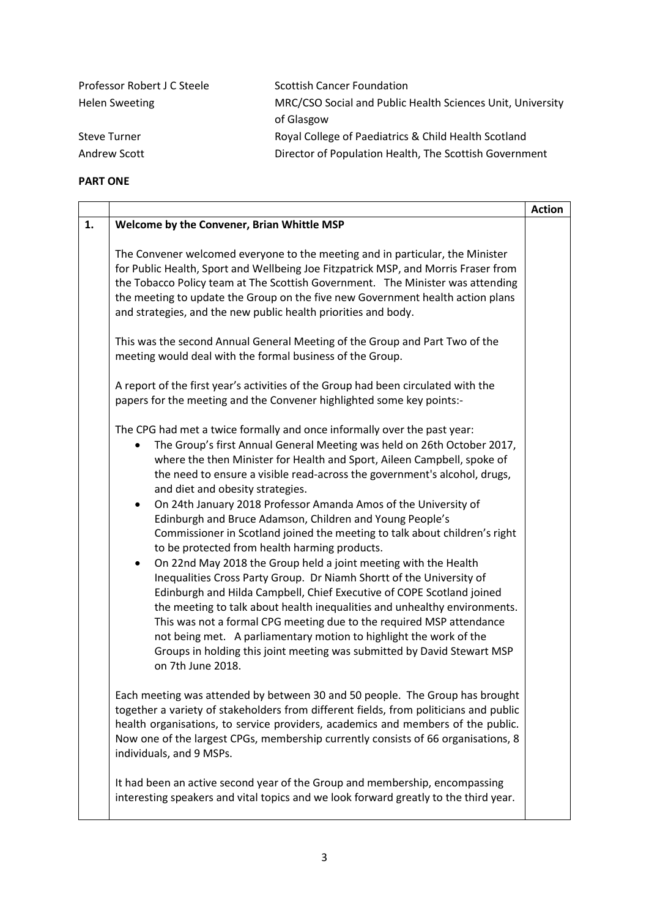| | |
|---|---|
| Professor Robert J C Steele | Scottish Cancer Foundation |
| Helen Sweeting | MRC/CSO Social and Public Health Sciences Unit, University of Glasgow |
| Steve Turner | Royal College of Paediatrics & Child Health Scotland |
| Andrew Scott | Director of Population Health, The Scottish Government |

**PART ONE**

| | | **Action** |
|---|---|---|
| **1.** | **Welcome by the Convener, Brian Whittle MSP**<br><br>The Convener welcomed everyone to the meeting and in particular, the Minister for Public Health, Sport and Wellbeing Joe Fitzpatrick MSP, and Morris Fraser from the Tobacco Policy team at The Scottish Government. The Minister was attending the meeting to update the Group on the five new Government health action plans and strategies, and the new public health priorities and body.<br><br>This was the second Annual General Meeting of the Group and Part Two of the meeting would deal with the formal business of the Group.<br><br>A report of the first year's activities of the Group had been circulated with the papers for the meeting and the Convener highlighted some key points:-<br><br>The CPG had met a twice formally and once informally over the past year:<br>• The Group's first Annual General Meeting was held on 26th October 2017, where the then Minister for Health and Sport, Aileen Campbell, spoke of the need to ensure a visible read-across the government's alcohol, drugs, and diet and obesity strategies.<br>• On 24th January 2018 Professor Amanda Amos of the University of Edinburgh and Bruce Adamson, Children and Young People's Commissioner in Scotland joined the meeting to talk about children's right to be protected from health harming products.<br>• On 22nd May 2018 the Group held a joint meeting with the Health Inequalities Cross Party Group. Dr Niamh Shortt of the University of Edinburgh and Hilda Campbell, Chief Executive of COPE Scotland joined the meeting to talk about health inequalities and unhealthy environments. This was not a formal CPG meeting due to the required MSP attendance not being met. A parliamentary motion to highlight the work of the Groups in holding this joint meeting was submitted by David Stewart MSP on 7th June 2018.<br><br>Each meeting was attended by between 30 and 50 people. The Group has brought together a variety of stakeholders from different fields, from politicians and public health organisations, to service providers, academics and members of the public. Now one of the largest CPGs, membership currently consists of 66 organisations, 8 individuals, and 9 MSPs.<br><br>It had been an active second year of the Group and membership, encompassing interesting speakers and vital topics and we look forward greatly to the third year. | |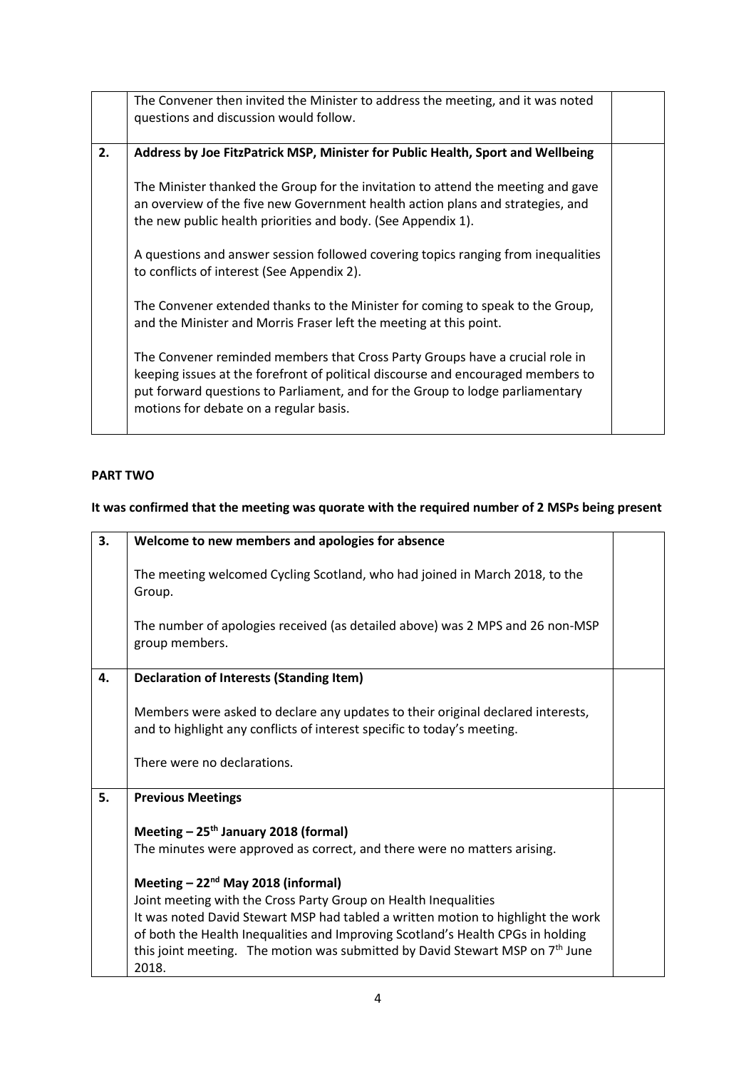| | | |
|---|---|---|
| | The Convener then invited the Minister to address the meeting, and it was noted questions and discussion would follow. | |
| **2.** | **Address by Joe FitzPatrick MSP, Minister for Public Health, Sport and Wellbeing**<br><br>The Minister thanked the Group for the invitation to attend the meeting and gave an overview of the five new Government health action plans and strategies, and the new public health priorities and body. (See Appendix 1).<br><br>A questions and answer session followed covering topics ranging from inequalities to conflicts of interest (See Appendix 2).<br><br>The Convener extended thanks to the Minister for coming to speak to the Group, and the Minister and Morris Fraser left the meeting at this point.<br><br>The Convener reminded members that Cross Party Groups have a crucial role in keeping issues at the forefront of political discourse and encouraged members to put forward questions to Parliament, and for the Group to lodge parliamentary motions for debate on a regular basis. | |

**PART TWO**

**It was confirmed that the meeting was quorate with the required number of 2 MSPs being present**

| | | |
|---|---|---|
| **3.** | **Welcome to new members and apologies for absence**<br><br>The meeting welcomed Cycling Scotland, who had joined in March 2018, to the Group.<br><br>The number of apologies received (as detailed above) was 2 MPS and 26 non-MSP group members. | |
| **4.** | **Declaration of Interests (Standing Item)**<br><br>Members were asked to declare any updates to their original declared interests, and to highlight any conflicts of interest specific to today's meeting.<br><br>There were no declarations. | |
| **5.** | **Previous Meetings**<br><br>**Meeting – 25th January 2018 (formal)**<br>The minutes were approved as correct, and there were no matters arising.<br><br>**Meeting – 22nd May 2018 (informal)**<br>Joint meeting with the Cross Party Group on Health Inequalities<br>It was noted David Stewart MSP had tabled a written motion to highlight the work of both the Health Inequalities and Improving Scotland's Health CPGs in holding this joint meeting. The motion was submitted by David Stewart MSP on 7th June 2018. | |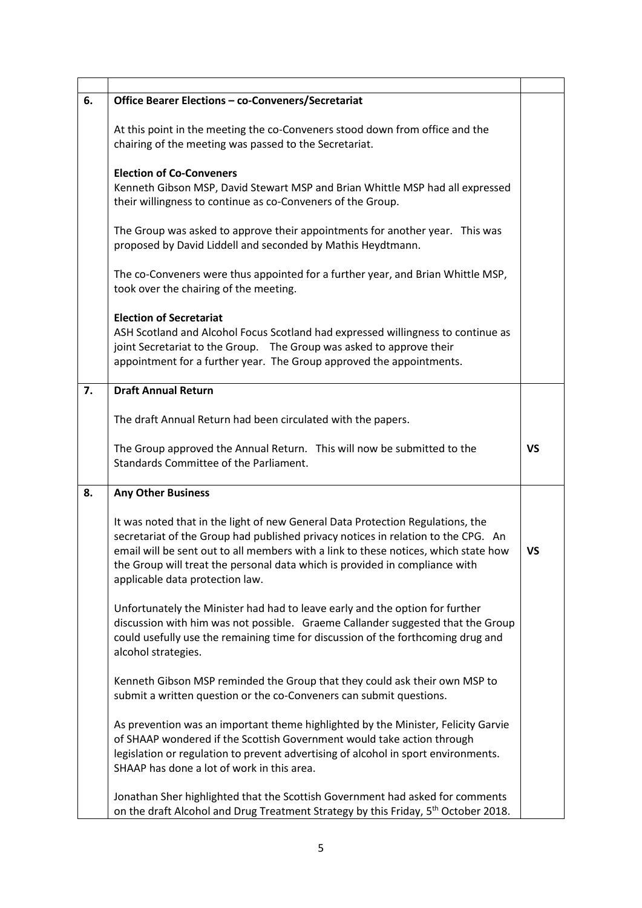| | | |
|---|---|---|
| **6.** | **Office Bearer Elections – co-Conveners/Secretariat**<br><br>At this point in the meeting the co-Conveners stood down from office and the chairing of the meeting was passed to the Secretariat.<br><br>**Election of Co-Conveners**<br>Kenneth Gibson MSP, David Stewart MSP and Brian Whittle MSP had all expressed their willingness to continue as co-Conveners of the Group.<br><br>The Group was asked to approve their appointments for another year. This was proposed by David Liddell and seconded by Mathis Heydtmann.<br><br>The co-Conveners were thus appointed for a further year, and Brian Whittle MSP, took over the chairing of the meeting.<br><br>**Election of Secretariat**<br>ASH Scotland and Alcohol Focus Scotland had expressed willingness to continue as joint Secretariat to the Group. The Group was asked to approve their appointment for a further year. The Group approved the appointments. | |
| **7.** | **Draft Annual Return**<br><br>The draft Annual Return had been circulated with the papers.<br><br>The Group approved the Annual Return. This will now be submitted to the Standards Committee of the Parliament. | **VS** |
| **8.** | **Any Other Business**<br><br>It was noted that in the light of new General Data Protection Regulations, the secretariat of the Group had published privacy notices in relation to the CPG. An email will be sent out to all members with a link to these notices, which state how the Group will treat the personal data which is provided in compliance with applicable data protection law.<br><br>Unfortunately the Minister had had to leave early and the option for further discussion with him was not possible. Graeme Callander suggested that the Group could usefully use the remaining time for discussion of the forthcoming drug and alcohol strategies.<br><br>Kenneth Gibson MSP reminded the Group that they could ask their own MSP to submit a written question or the co-Conveners can submit questions.<br><br>As prevention was an important theme highlighted by the Minister, Felicity Garvie of SHAAP wondered if the Scottish Government would take action through legislation or regulation to prevent advertising of alcohol in sport environments. SHAAP has done a lot of work in this area.<br><br>Jonathan Sher highlighted that the Scottish Government had asked for comments on the draft Alcohol and Drug Treatment Strategy by this Friday, 5th October 2018. | **VS** |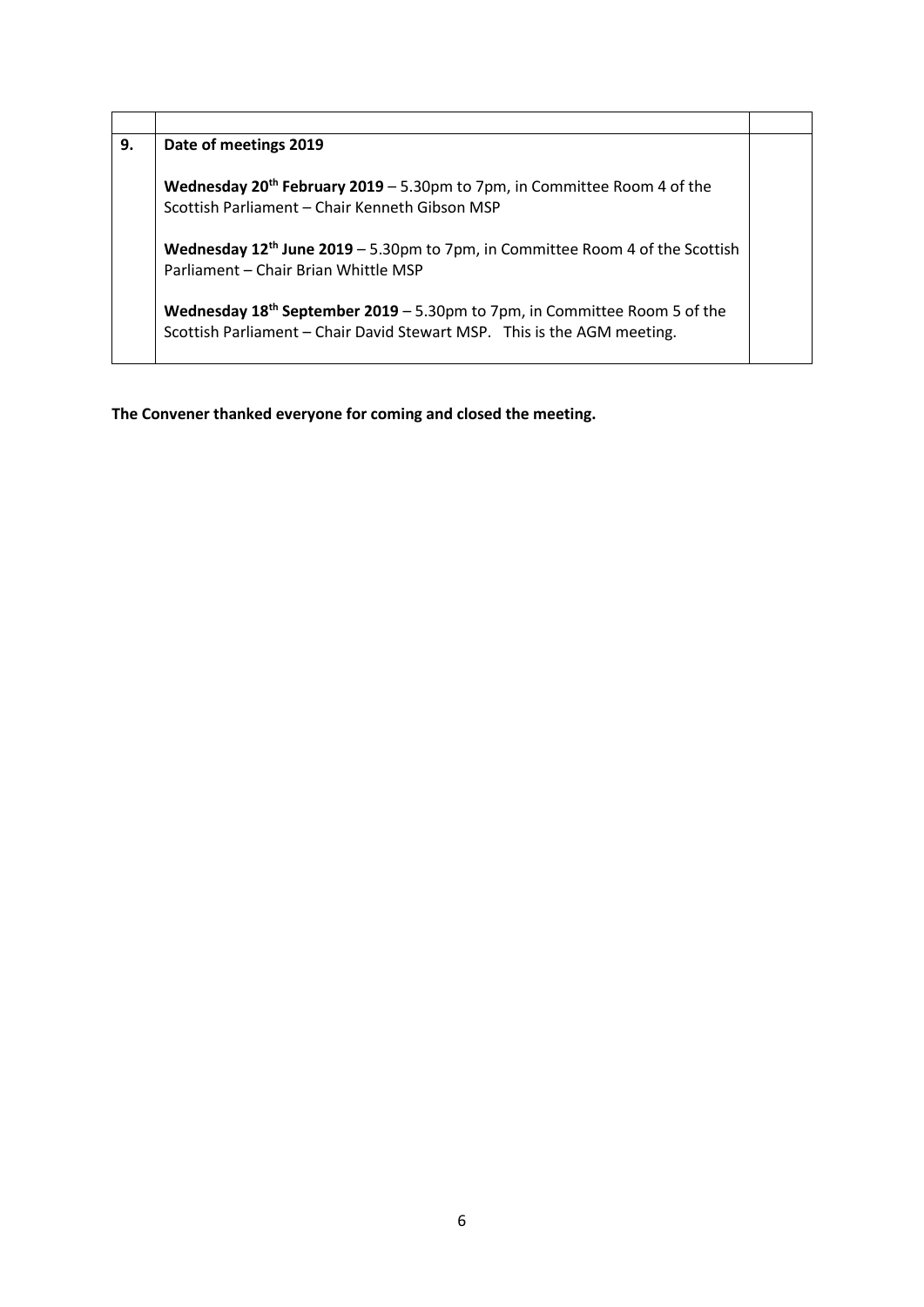| | | |
|---|---|---|
| **9.** | **Date of meetings 2019**<br><br>**Wednesday 20th February 2019** – 5.30pm to 7pm, in Committee Room 4 of the Scottish Parliament – Chair Kenneth Gibson MSP<br><br>**Wednesday 12th June 2019** – 5.30pm to 7pm, in Committee Room 4 of the Scottish Parliament – Chair Brian Whittle MSP<br><br>**Wednesday 18th September 2019** – 5.30pm to 7pm, in Committee Room 5 of the Scottish Parliament – Chair David Stewart MSP. This is the AGM meeting. | |

**The Convener thanked everyone for coming and closed the meeting.**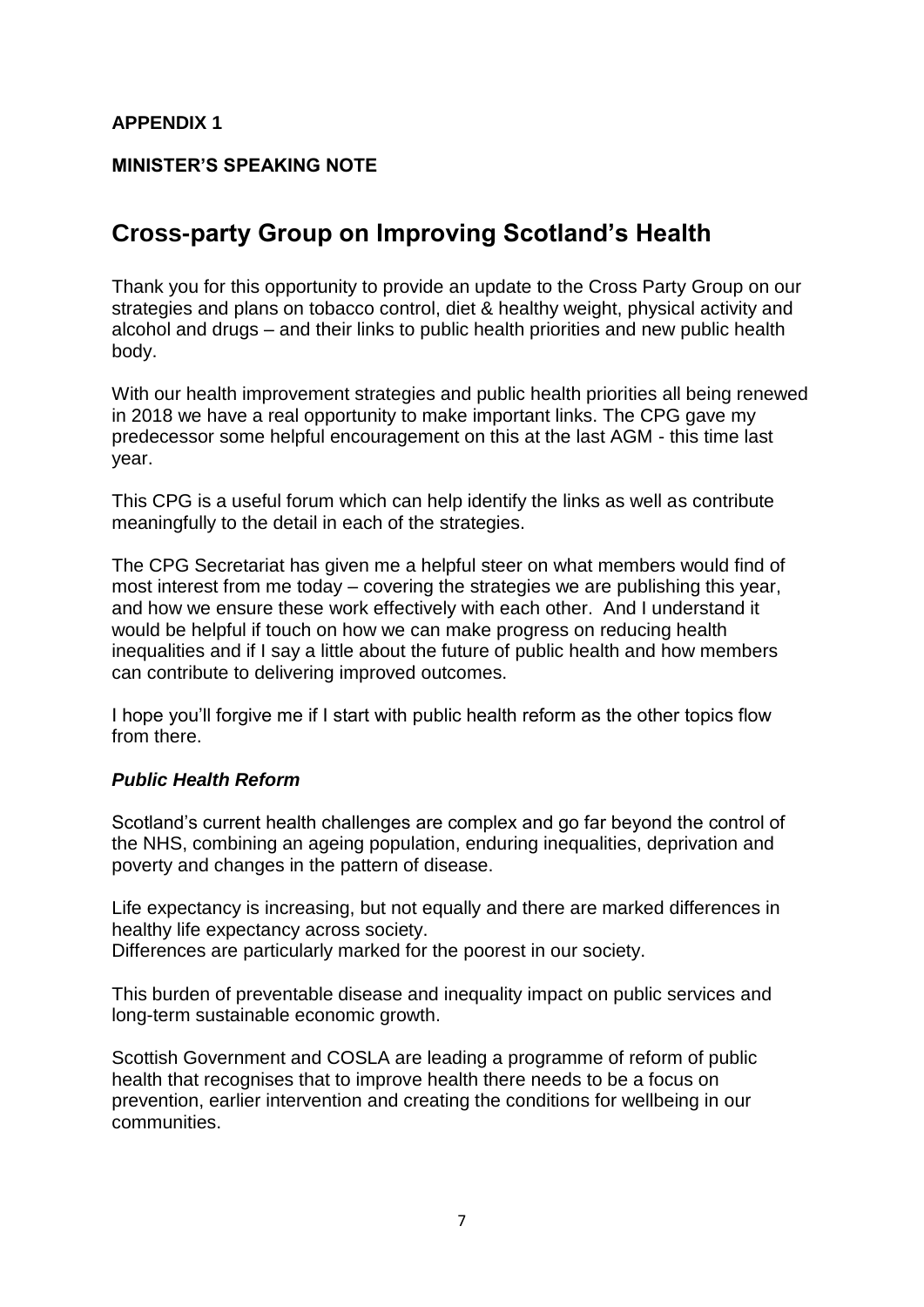**APPENDIX 1**

**MINISTER'S SPEAKING NOTE**

# Cross-party Group on Improving Scotland's Health

Thank you for this opportunity to provide an update to the Cross Party Group on our strategies and plans on tobacco control, diet & healthy weight, physical activity and alcohol and drugs – and their links to public health priorities and new public health body.

With our health improvement strategies and public health priorities all being renewed in 2018 we have a real opportunity to make important links. The CPG gave my predecessor some helpful encouragement on this at the last AGM - this time last year.

This CPG is a useful forum which can help identify the links as well as contribute meaningfully to the detail in each of the strategies.

The CPG Secretariat has given me a helpful steer on what members would find of most interest from me today – covering the strategies we are publishing this year, and how we ensure these work effectively with each other. And I understand it would be helpful if touch on how we can make progress on reducing health inequalities and if I say a little about the future of public health and how members can contribute to delivering improved outcomes.

I hope you'll forgive me if I start with public health reform as the other topics flow from there.

### ***Public Health Reform***

Scotland's current health challenges are complex and go far beyond the control of the NHS, combining an ageing population, enduring inequalities, deprivation and poverty and changes in the pattern of disease.

Life expectancy is increasing, but not equally and there are marked differences in healthy life expectancy across society.
Differences are particularly marked for the poorest in our society.

This burden of preventable disease and inequality impact on public services and long-term sustainable economic growth.

Scottish Government and COSLA are leading a programme of reform of public health that recognises that to improve health there needs to be a focus on prevention, earlier intervention and creating the conditions for wellbeing in our communities.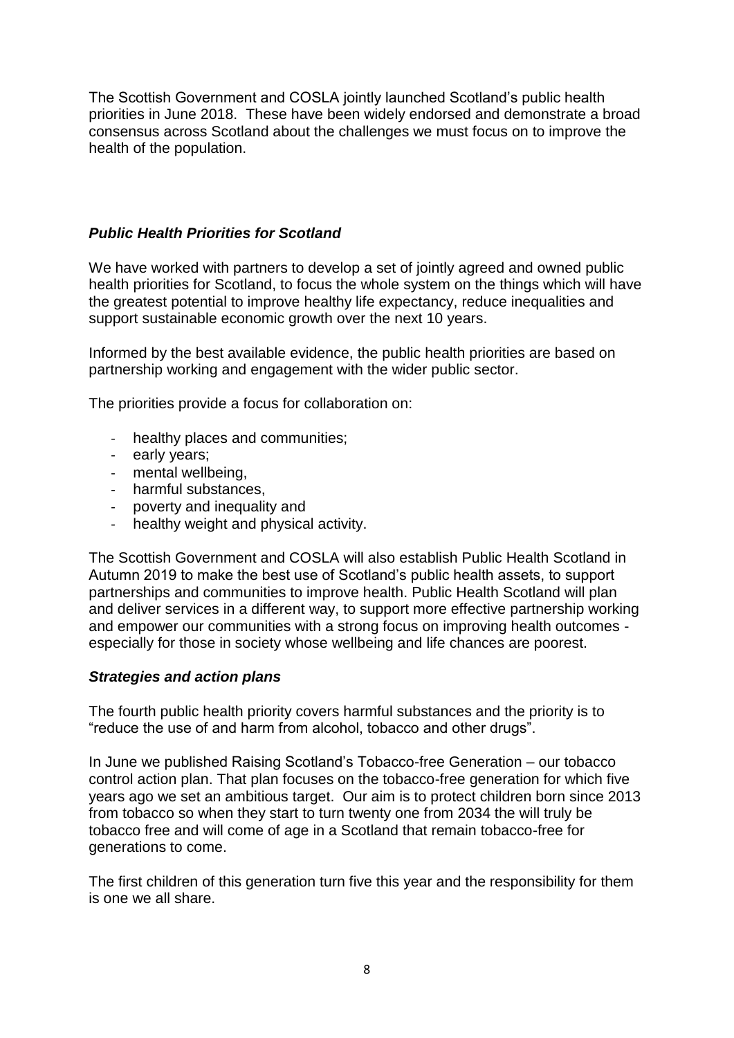The Scottish Government and COSLA jointly launched Scotland's public health priorities in June 2018. These have been widely endorsed and demonstrate a broad consensus across Scotland about the challenges we must focus on to improve the health of the population.

***Public Health Priorities for Scotland***

We have worked with partners to develop a set of jointly agreed and owned public health priorities for Scotland, to focus the whole system on the things which will have the greatest potential to improve healthy life expectancy, reduce inequalities and support sustainable economic growth over the next 10 years.

Informed by the best available evidence, the public health priorities are based on partnership working and engagement with the wider public sector.

The priorities provide a focus for collaboration on:

- healthy places and communities;
- early years;
- mental wellbeing,
- harmful substances,
- poverty and inequality and
- healthy weight and physical activity.

The Scottish Government and COSLA will also establish Public Health Scotland in Autumn 2019 to make the best use of Scotland's public health assets, to support partnerships and communities to improve health. Public Health Scotland will plan and deliver services in a different way, to support more effective partnership working and empower our communities with a strong focus on improving health outcomes - especially for those in society whose wellbeing and life chances are poorest.

***Strategies and action plans***

The fourth public health priority covers harmful substances and the priority is to "reduce the use of and harm from alcohol, tobacco and other drugs".

In June we published Raising Scotland's Tobacco-free Generation – our tobacco control action plan. That plan focuses on the tobacco-free generation for which five years ago we set an ambitious target. Our aim is to protect children born since 2013 from tobacco so when they start to turn twenty one from 2034 the will truly be tobacco free and will come of age in a Scotland that remain tobacco-free for generations to come.

The first children of this generation turn five this year and the responsibility for them is one we all share.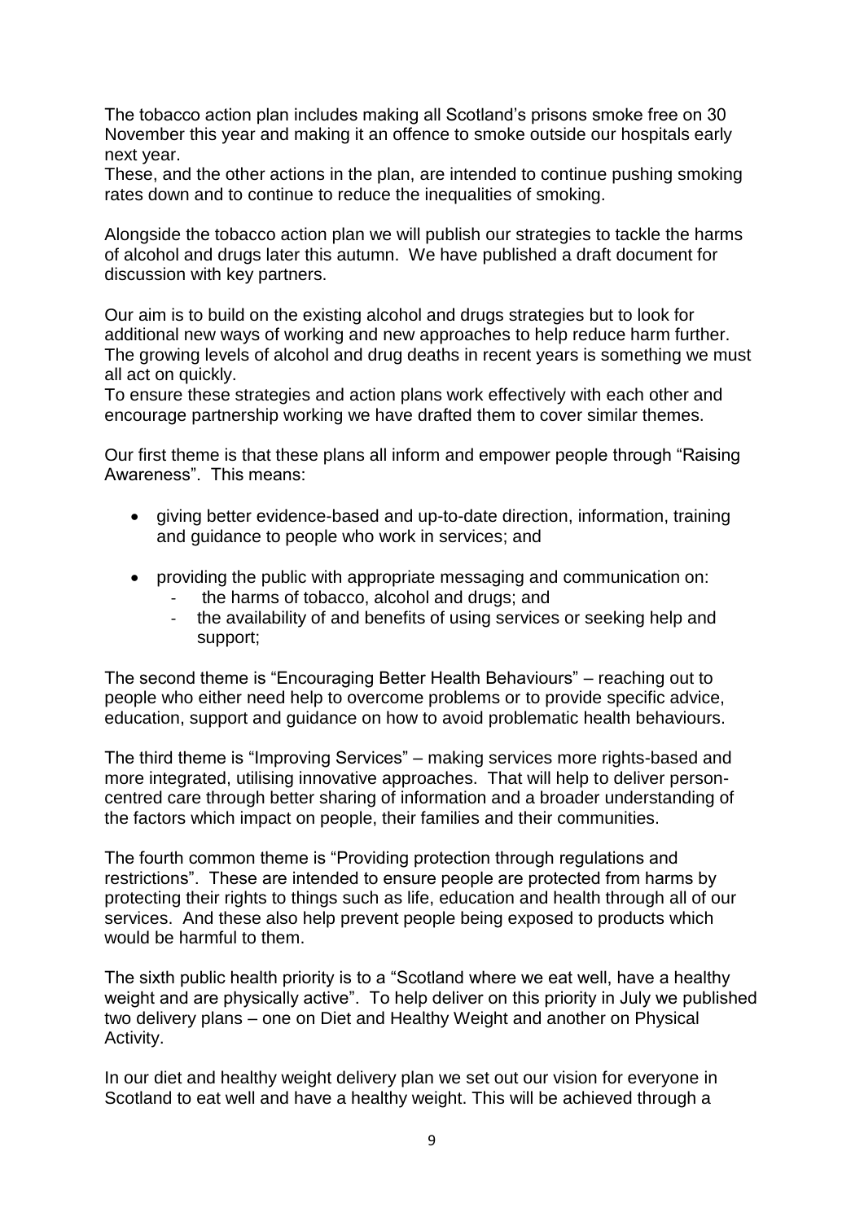The tobacco action plan includes making all Scotland's prisons smoke free on 30 November this year and making it an offence to smoke outside our hospitals early next year.
These, and the other actions in the plan, are intended to continue pushing smoking rates down and to continue to reduce the inequalities of smoking.

Alongside the tobacco action plan we will publish our strategies to tackle the harms of alcohol and drugs later this autumn. We have published a draft document for discussion with key partners.

Our aim is to build on the existing alcohol and drugs strategies but to look for additional new ways of working and new approaches to help reduce harm further. The growing levels of alcohol and drug deaths in recent years is something we must all act on quickly.
To ensure these strategies and action plans work effectively with each other and encourage partnership working we have drafted them to cover similar themes.

Our first theme is that these plans all inform and empower people through "Raising Awareness". This means:

- giving better evidence-based and up-to-date direction, information, training and guidance to people who work in services; and
- providing the public with appropriate messaging and communication on:
  - the harms of tobacco, alcohol and drugs; and
  - the availability of and benefits of using services or seeking help and support;

The second theme is "Encouraging Better Health Behaviours" – reaching out to people who either need help to overcome problems or to provide specific advice, education, support and guidance on how to avoid problematic health behaviours.

The third theme is "Improving Services" – making services more rights-based and more integrated, utilising innovative approaches. That will help to deliver person-centred care through better sharing of information and a broader understanding of the factors which impact on people, their families and their communities.

The fourth common theme is "Providing protection through regulations and restrictions". These are intended to ensure people are protected from harms by protecting their rights to things such as life, education and health through all of our services. And these also help prevent people being exposed to products which would be harmful to them.

The sixth public health priority is to a "Scotland where we eat well, have a healthy weight and are physically active". To help deliver on this priority in July we published two delivery plans – one on Diet and Healthy Weight and another on Physical Activity.

In our diet and healthy weight delivery plan we set out our vision for everyone in Scotland to eat well and have a healthy weight. This will be achieved through a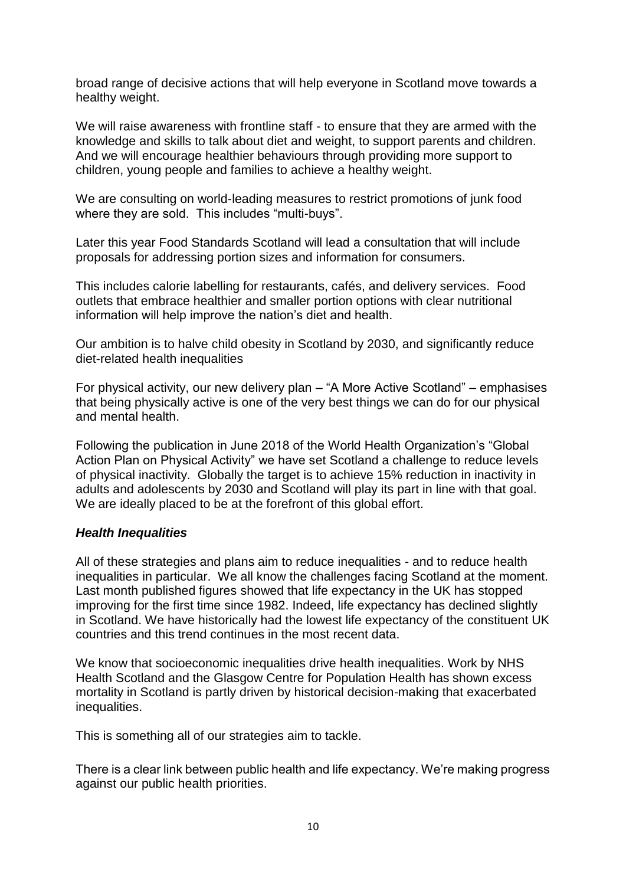broad range of decisive actions that will help everyone in Scotland move towards a healthy weight.

We will raise awareness with frontline staff - to ensure that they are armed with the knowledge and skills to talk about diet and weight, to support parents and children. And we will encourage healthier behaviours through providing more support to children, young people and families to achieve a healthy weight.

We are consulting on world-leading measures to restrict promotions of junk food where they are sold. This includes "multi-buys".

Later this year Food Standards Scotland will lead a consultation that will include proposals for addressing portion sizes and information for consumers.

This includes calorie labelling for restaurants, cafés, and delivery services. Food outlets that embrace healthier and smaller portion options with clear nutritional information will help improve the nation's diet and health.

Our ambition is to halve child obesity in Scotland by 2030, and significantly reduce diet-related health inequalities

For physical activity, our new delivery plan – "A More Active Scotland" – emphasises that being physically active is one of the very best things we can do for our physical and mental health.

Following the publication in June 2018 of the World Health Organization's "Global Action Plan on Physical Activity" we have set Scotland a challenge to reduce levels of physical inactivity. Globally the target is to achieve 15% reduction in inactivity in adults and adolescents by 2030 and Scotland will play its part in line with that goal. We are ideally placed to be at the forefront of this global effort.

### ***Health Inequalities***

All of these strategies and plans aim to reduce inequalities - and to reduce health inequalities in particular. We all know the challenges facing Scotland at the moment. Last month published figures showed that life expectancy in the UK has stopped improving for the first time since 1982. Indeed, life expectancy has declined slightly in Scotland. We have historically had the lowest life expectancy of the constituent UK countries and this trend continues in the most recent data.

We know that socioeconomic inequalities drive health inequalities. Work by NHS Health Scotland and the Glasgow Centre for Population Health has shown excess mortality in Scotland is partly driven by historical decision-making that exacerbated inequalities.

This is something all of our strategies aim to tackle.

There is a clear link between public health and life expectancy. We're making progress against our public health priorities.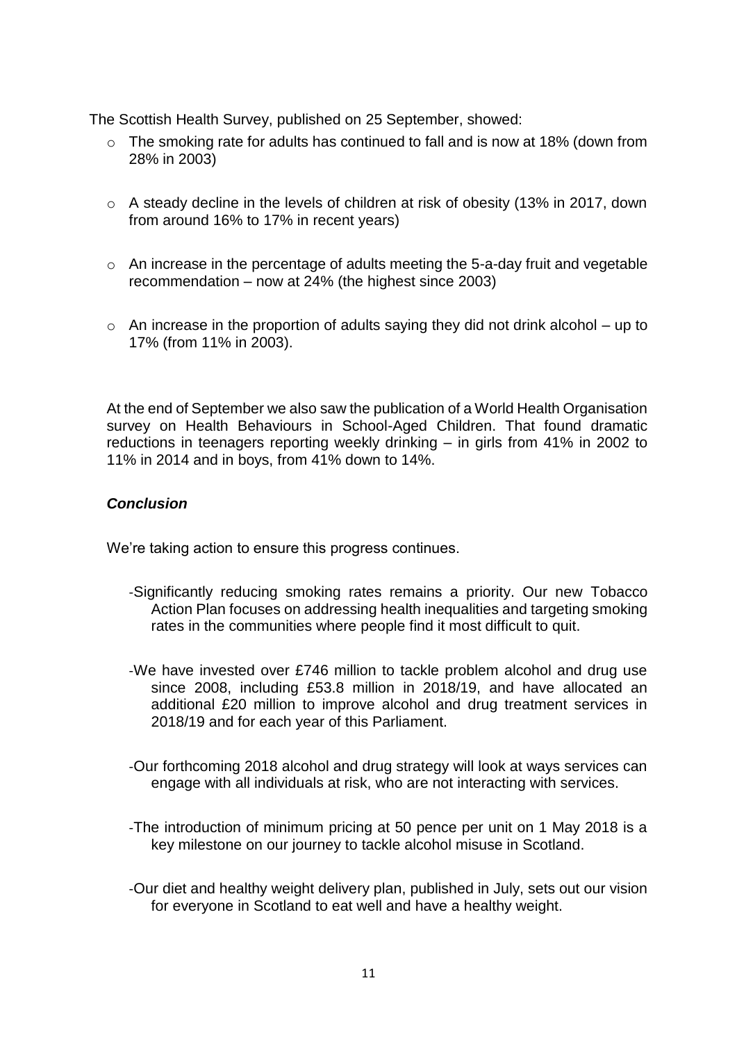The Scottish Health Survey, published on 25 September, showed:

- The smoking rate for adults has continued to fall and is now at 18% (down from 28% in 2003)
- A steady decline in the levels of children at risk of obesity (13% in 2017, down from around 16% to 17% in recent years)
- An increase in the percentage of adults meeting the 5-a-day fruit and vegetable recommendation – now at 24% (the highest since 2003)
- An increase in the proportion of adults saying they did not drink alcohol – up to 17% (from 11% in 2003).

At the end of September we also saw the publication of a World Health Organisation survey on Health Behaviours in School-Aged Children. That found dramatic reductions in teenagers reporting weekly drinking – in girls from 41% in 2002 to 11% in 2014 and in boys, from 41% down to 14%.

### *Conclusion*

We're taking action to ensure this progress continues.

- Significantly reducing smoking rates remains a priority. Our new Tobacco Action Plan focuses on addressing health inequalities and targeting smoking rates in the communities where people find it most difficult to quit.
- We have invested over £746 million to tackle problem alcohol and drug use since 2008, including £53.8 million in 2018/19, and have allocated an additional £20 million to improve alcohol and drug treatment services in 2018/19 and for each year of this Parliament.
- Our forthcoming 2018 alcohol and drug strategy will look at ways services can engage with all individuals at risk, who are not interacting with services.
- The introduction of minimum pricing at 50 pence per unit on 1 May 2018 is a key milestone on our journey to tackle alcohol misuse in Scotland.
- Our diet and healthy weight delivery plan, published in July, sets out our vision for everyone in Scotland to eat well and have a healthy weight.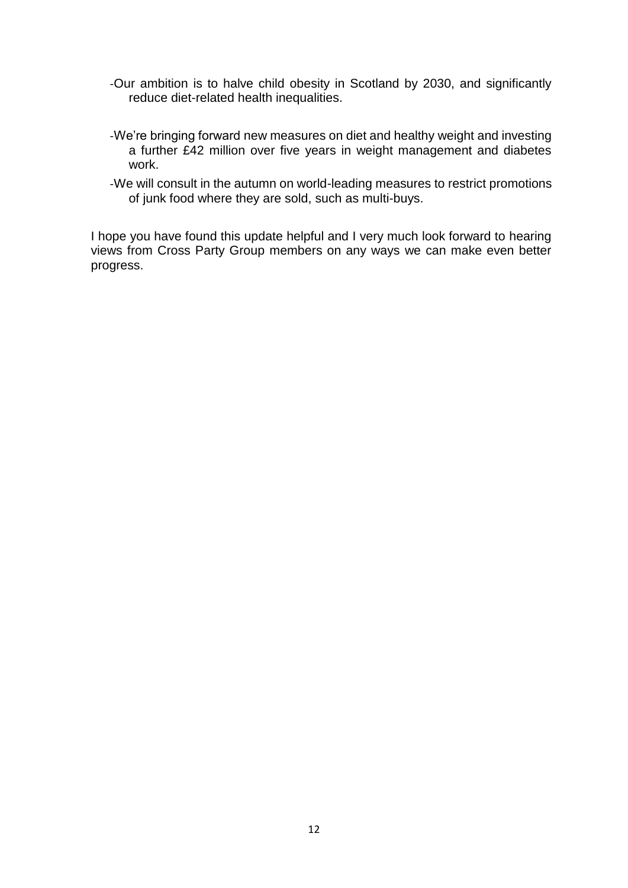- Our ambition is to halve child obesity in Scotland by 2030, and significantly reduce diet-related health inequalities.
- We're bringing forward new measures on diet and healthy weight and investing a further £42 million over five years in weight management and diabetes work.
- We will consult in the autumn on world-leading measures to restrict promotions of junk food where they are sold, such as multi-buys.

I hope you have found this update helpful and I very much look forward to hearing views from Cross Party Group members on any ways we can make even better progress.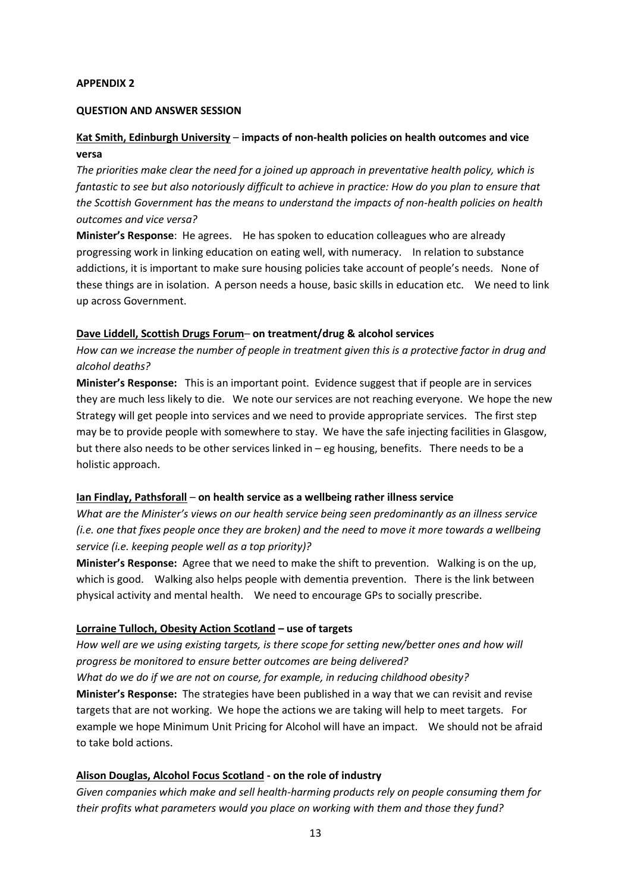**APPENDIX 2**

**QUESTION AND ANSWER SESSION**

**Kat Smith, Edinburgh University – impacts of non-health policies on health outcomes and vice versa**

*The priorities make clear the need for a joined up approach in preventative health policy, which is fantastic to see but also notoriously difficult to achieve in practice: How do you plan to ensure that the Scottish Government has the means to understand the impacts of non-health policies on health outcomes and vice versa?*

**Minister's Response**: He agrees. He has spoken to education colleagues who are already progressing work in linking education on eating well, with numeracy. In relation to substance addictions, it is important to make sure housing policies take account of people's needs. None of these things are in isolation. A person needs a house, basic skills in education etc. We need to link up across Government.

**Dave Liddell, Scottish Drugs Forum– on treatment/drug & alcohol services**

*How can we increase the number of people in treatment given this is a protective factor in drug and alcohol deaths?*

**Minister's Response:** This is an important point. Evidence suggest that if people are in services they are much less likely to die. We note our services are not reaching everyone. We hope the new Strategy will get people into services and we need to provide appropriate services. The first step may be to provide people with somewhere to stay. We have the safe injecting facilities in Glasgow, but there also needs to be other services linked in – eg housing, benefits. There needs to be a holistic approach.

**Ian Findlay, Pathsforall – on health service as a wellbeing rather illness service**

*What are the Minister's views on our health service being seen predominantly as an illness service (i.e. one that fixes people once they are broken) and the need to move it more towards a wellbeing service (i.e. keeping people well as a top priority)?*

**Minister's Response:** Agree that we need to make the shift to prevention. Walking is on the up, which is good. Walking also helps people with dementia prevention. There is the link between physical activity and mental health. We need to encourage GPs to socially prescribe.

**Lorraine Tulloch, Obesity Action Scotland – use of targets**

*How well are we using existing targets, is there scope for setting new/better ones and how will progress be monitored to ensure better outcomes are being delivered?*

*What do we do if we are not on course, for example, in reducing childhood obesity?*

**Minister's Response:** The strategies have been published in a way that we can revisit and revise targets that are not working. We hope the actions we are taking will help to meet targets. For example we hope Minimum Unit Pricing for Alcohol will have an impact. We should not be afraid to take bold actions.

**Alison Douglas, Alcohol Focus Scotland - on the role of industry**

*Given companies which make and sell health-harming products rely on people consuming them for their profits what parameters would you place on working with them and those they fund?*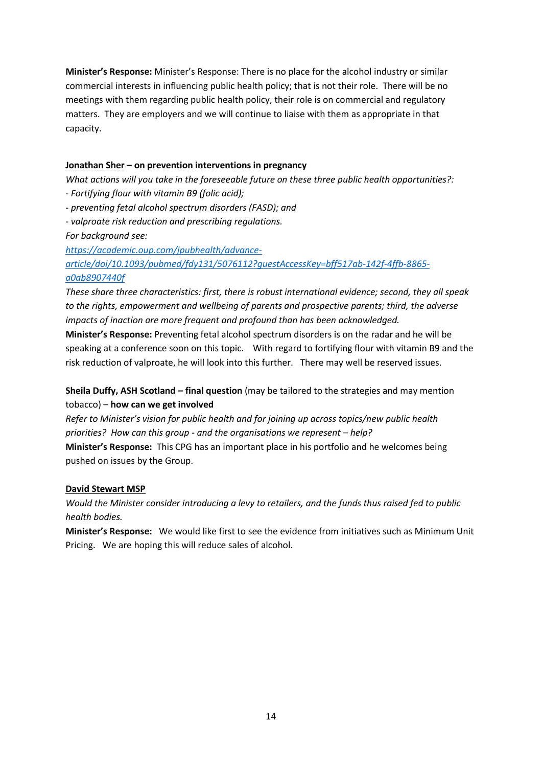**Minister's Response:** Minister's Response: There is no place for the alcohol industry or similar commercial interests in influencing public health policy; that is not their role. There will be no meetings with them regarding public health policy, their role is on commercial and regulatory matters. They are employers and we will continue to liaise with them as appropriate in that capacity.

**Jonathan Sher – on prevention interventions in pregnancy**

*What actions will you take in the foreseeable future on these three public health opportunities?:*
*- Fortifying flour with vitamin B9 (folic acid);*
*- preventing fetal alcohol spectrum disorders (FASD); and*
*- valproate risk reduction and prescribing regulations.*
*For background see:*
*https://academic.oup.com/jpubhealth/advance-article/doi/10.1093/pubmed/fdy131/5076112?guestAccessKey=bff517ab-142f-4ffb-8865-a0ab8907440f*
*These share three characteristics: first, there is robust international evidence; second, they all speak to the rights, empowerment and wellbeing of parents and prospective parents; third, the adverse impacts of inaction are more frequent and profound than has been acknowledged.*

**Minister's Response:** Preventing fetal alcohol spectrum disorders is on the radar and he will be speaking at a conference soon on this topic. With regard to fortifying flour with vitamin B9 and the risk reduction of valproate, he will look into this further. There may well be reserved issues.

**Sheila Duffy, ASH Scotland – final question** (may be tailored to the strategies and may mention tobacco) – **how can we get involved**

*Refer to Minister's vision for public health and for joining up across topics/new public health priorities? How can this group - and the organisations we represent – help?*

**Minister's Response:** This CPG has an important place in his portfolio and he welcomes being pushed on issues by the Group.

**David Stewart MSP**

*Would the Minister consider introducing a levy to retailers, and the funds thus raised fed to public health bodies.*

**Minister's Response:** We would like first to see the evidence from initiatives such as Minimum Unit Pricing. We are hoping this will reduce sales of alcohol.